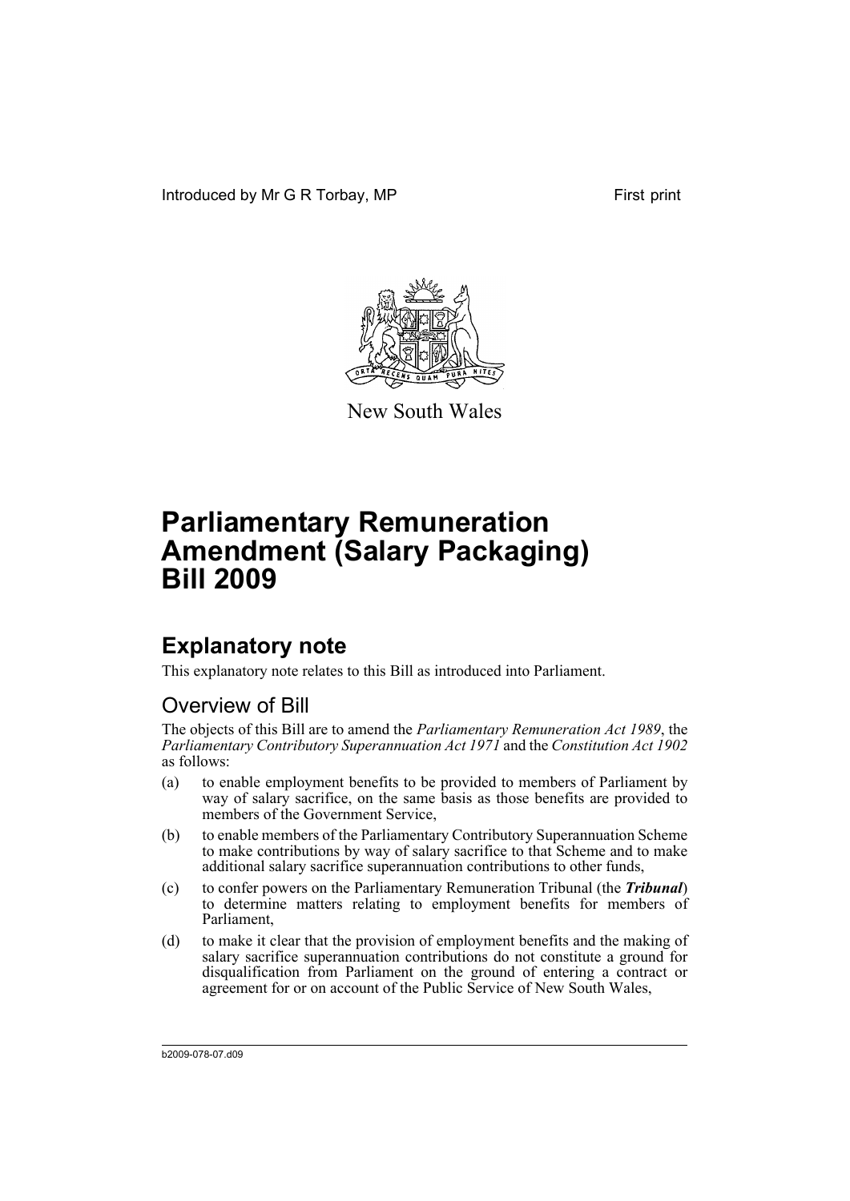Introduced by Mr G R Torbay, MP

First print

New South Wales

# Parliamentary Remuneration Amendment (Salary Packaging) Bill 2009

## Explanatory note

This explanatory note relates to this Bill as introduced into Parliament.

### Overview of Bill

The objects of this Bill are to amend the *Parliamentary Remuneration Act 1989*, the *Parliamentary Contributory Superannuation Act 1971* and the *Constitution Act 1902* as follows:

(a) to enable employment benefits to be provided to members of Parliament by way of salary sacrifice, on the same basis as those benefits are provided to members of the Government Service,

(b) to enable members of the Parliamentary Contributory Superannuation Scheme to make contributions by way of salary sacrifice to that Scheme and to make additional salary sacrifice superannuation contributions to other funds,

(c) to confer powers on the Parliamentary Remuneration Tribunal (the ***Tribunal***) to determine matters relating to employment benefits for members of Parliament,

(d) to make it clear that the provision of employment benefits and the making of salary sacrifice superannuation contributions do not constitute a ground for disqualification from Parliament on the ground of entering a contract or agreement for or on account of the Public Service of New South Wales,

b2009-078-07.d09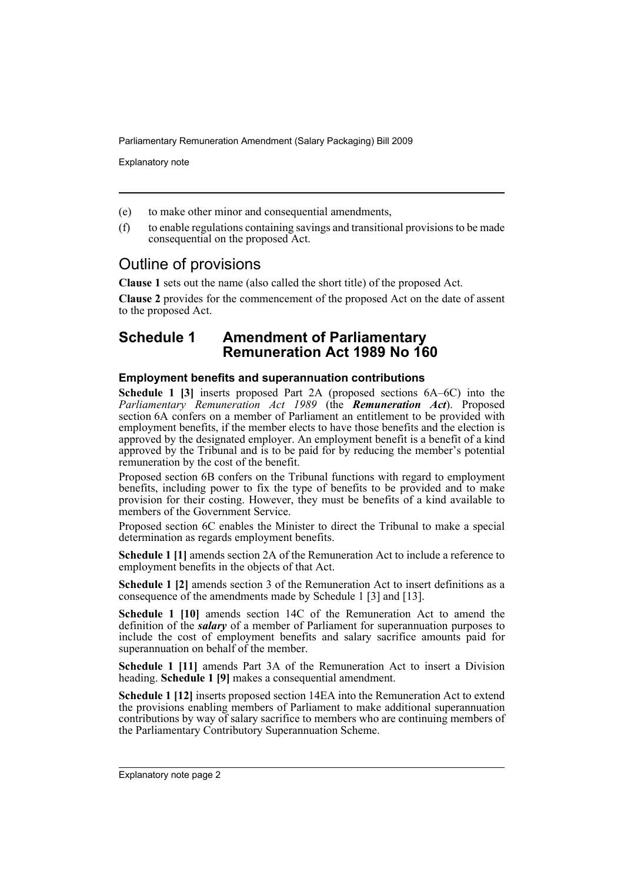(e) to make other minor and consequential amendments,

(f) to enable regulations containing savings and transitional provisions to be made consequential on the proposed Act.

## Outline of provisions

**Clause 1** sets out the name (also called the short title) of the proposed Act.

**Clause 2** provides for the commencement of the proposed Act on the date of assent to the proposed Act.

## Schedule 1 Amendment of Parliamentary Remuneration Act 1989 No 160

### Employment benefits and superannuation contributions

**Schedule 1 [3]** inserts proposed Part 2A (proposed sections 6A–6C) into the *Parliamentary Remuneration Act 1989* (the ***Remuneration Act***). Proposed section 6A confers on a member of Parliament an entitlement to be provided with employment benefits, if the member elects to have those benefits and the election is approved by the designated employer. An employment benefit is a benefit of a kind approved by the Tribunal and is to be paid for by reducing the member's potential remuneration by the cost of the benefit.

Proposed section 6B confers on the Tribunal functions with regard to employment benefits, including power to fix the type of benefits to be provided and to make provision for their costing. However, they must be benefits of a kind available to members of the Government Service.

Proposed section 6C enables the Minister to direct the Tribunal to make a special determination as regards employment benefits.

**Schedule 1 [1]** amends section 2A of the Remuneration Act to include a reference to employment benefits in the objects of that Act.

**Schedule 1 [2]** amends section 3 of the Remuneration Act to insert definitions as a consequence of the amendments made by Schedule 1 [3] and [13].

**Schedule 1 [10]** amends section 14C of the Remuneration Act to amend the definition of the ***salary*** of a member of Parliament for superannuation purposes to include the cost of employment benefits and salary sacrifice amounts paid for superannuation on behalf of the member.

**Schedule 1 [11]** amends Part 3A of the Remuneration Act to insert a Division heading. **Schedule 1 [9]** makes a consequential amendment.

**Schedule 1 [12]** inserts proposed section 14EA into the Remuneration Act to extend the provisions enabling members of Parliament to make additional superannuation contributions by way of salary sacrifice to members who are continuing members of the Parliamentary Contributory Superannuation Scheme.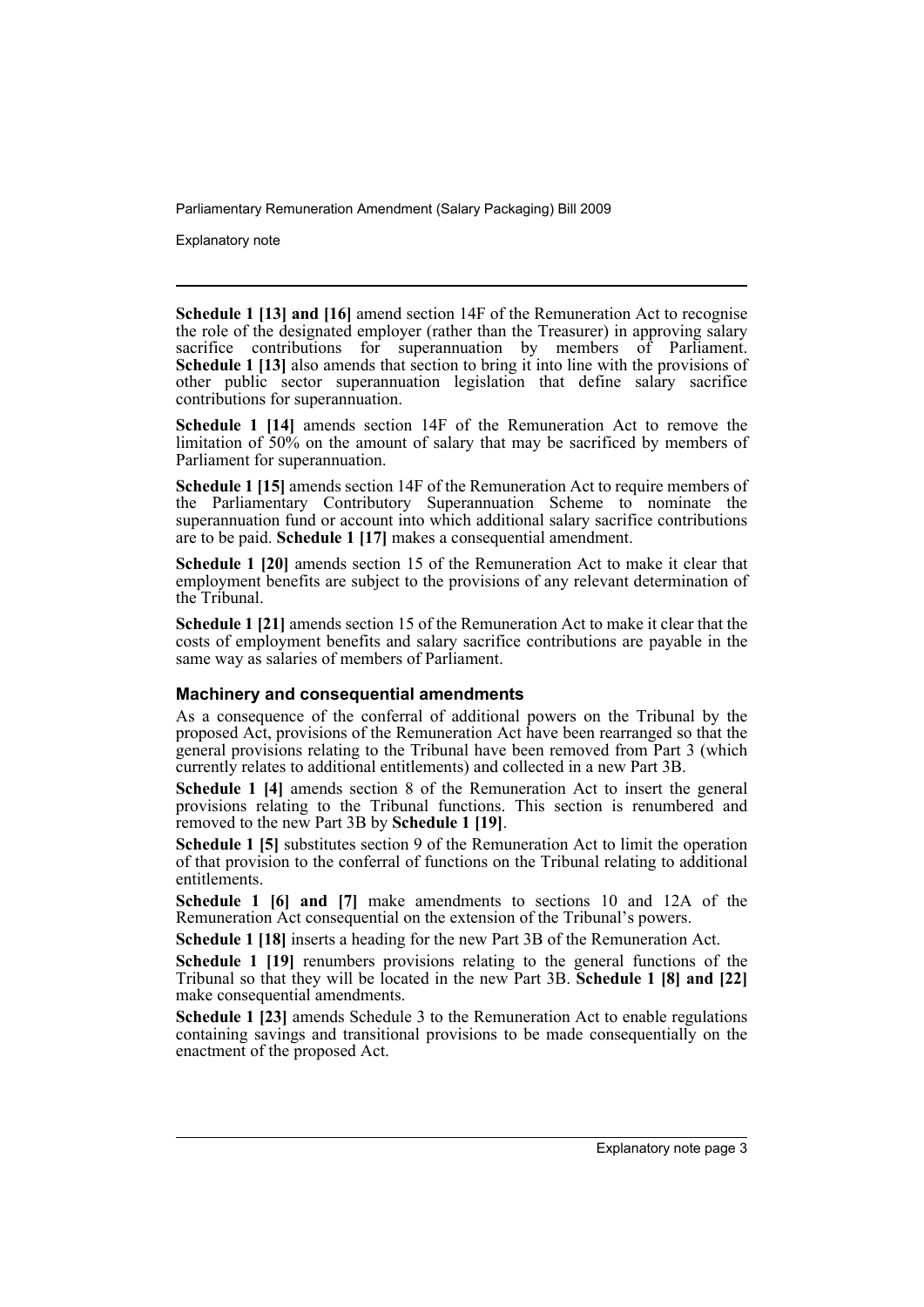**Schedule 1 [13] and [16]** amend section 14F of the Remuneration Act to recognise the role of the designated employer (rather than the Treasurer) in approving salary sacrifice contributions for superannuation by members of Parliament. **Schedule 1 [13]** also amends that section to bring it into line with the provisions of other public sector superannuation legislation that define salary sacrifice contributions for superannuation.

**Schedule 1 [14]** amends section 14F of the Remuneration Act to remove the limitation of 50% on the amount of salary that may be sacrificed by members of Parliament for superannuation.

**Schedule 1 [15]** amends section 14F of the Remuneration Act to require members of the Parliamentary Contributory Superannuation Scheme to nominate the superannuation fund or account into which additional salary sacrifice contributions are to be paid. **Schedule 1 [17]** makes a consequential amendment.

**Schedule 1 [20]** amends section 15 of the Remuneration Act to make it clear that employment benefits are subject to the provisions of any relevant determination of the Tribunal.

**Schedule 1 [21]** amends section 15 of the Remuneration Act to make it clear that the costs of employment benefits and salary sacrifice contributions are payable in the same way as salaries of members of Parliament.

### Machinery and consequential amendments

As a consequence of the conferral of additional powers on the Tribunal by the proposed Act, provisions of the Remuneration Act have been rearranged so that the general provisions relating to the Tribunal have been removed from Part 3 (which currently relates to additional entitlements) and collected in a new Part 3B.

**Schedule 1 [4]** amends section 8 of the Remuneration Act to insert the general provisions relating to the Tribunal functions. This section is renumbered and removed to the new Part 3B by **Schedule 1 [19]**.

**Schedule 1 [5]** substitutes section 9 of the Remuneration Act to limit the operation of that provision to the conferral of functions on the Tribunal relating to additional entitlements.

**Schedule 1 [6] and [7]** make amendments to sections 10 and 12A of the Remuneration Act consequential on the extension of the Tribunal's powers.

**Schedule 1 [18]** inserts a heading for the new Part 3B of the Remuneration Act.

**Schedule 1 [19]** renumbers provisions relating to the general functions of the Tribunal so that they will be located in the new Part 3B. **Schedule 1 [8] and [22]** make consequential amendments.

**Schedule 1 [23]** amends Schedule 3 to the Remuneration Act to enable regulations containing savings and transitional provisions to be made consequentially on the enactment of the proposed Act.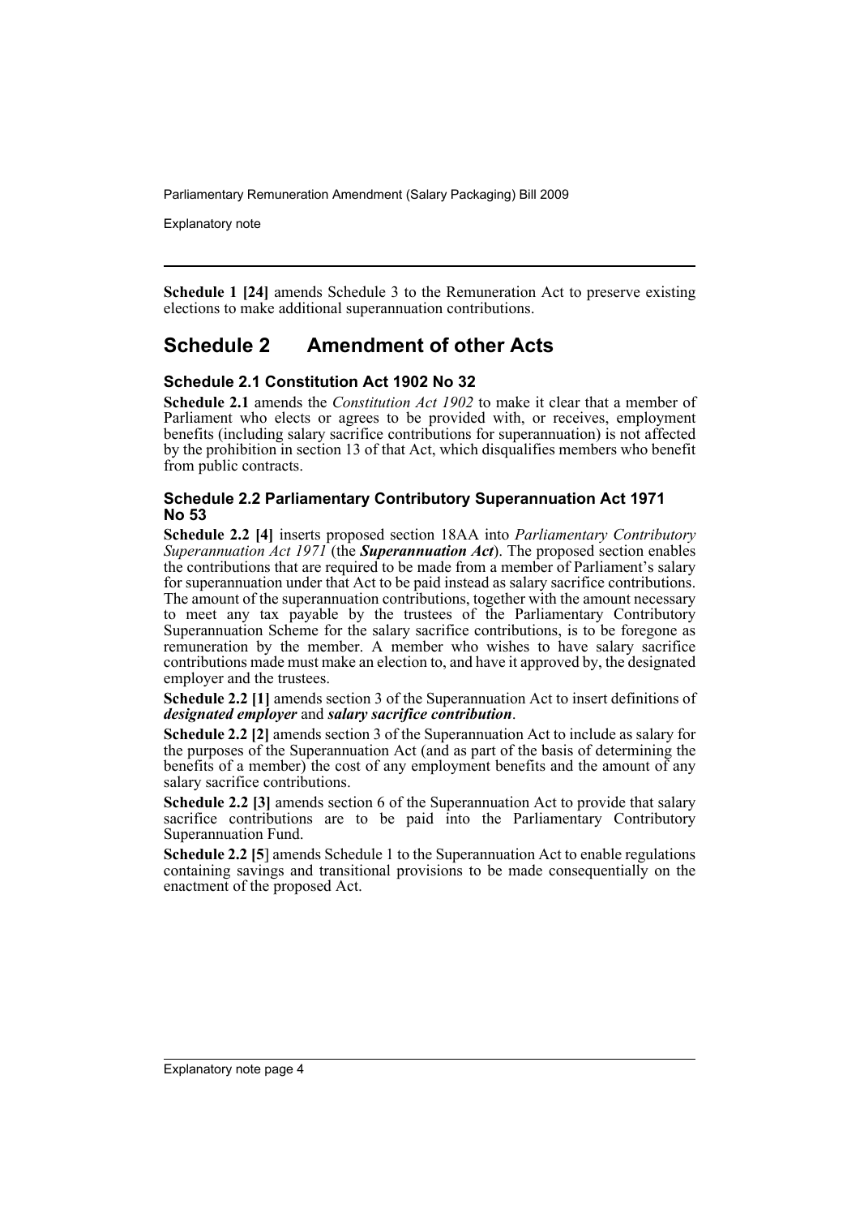**Schedule 1 [24]** amends Schedule 3 to the Remuneration Act to preserve existing elections to make additional superannuation contributions.

## Schedule 2 Amendment of other Acts

### Schedule 2.1 Constitution Act 1902 No 32

**Schedule 2.1** amends the *Constitution Act 1902* to make it clear that a member of Parliament who elects or agrees to be provided with, or receives, employment benefits (including salary sacrifice contributions for superannuation) is not affected by the prohibition in section 13 of that Act, which disqualifies members who benefit from public contracts.

### Schedule 2.2 Parliamentary Contributory Superannuation Act 1971 No 53

**Schedule 2.2 [4]** inserts proposed section 18AA into *Parliamentary Contributory Superannuation Act 1971* (the ***Superannuation Act***). The proposed section enables the contributions that are required to be made from a member of Parliament's salary for superannuation under that Act to be paid instead as salary sacrifice contributions. The amount of the superannuation contributions, together with the amount necessary to meet any tax payable by the trustees of the Parliamentary Contributory Superannuation Scheme for the salary sacrifice contributions, is to be foregone as remuneration by the member. A member who wishes to have salary sacrifice contributions made must make an election to, and have it approved by, the designated employer and the trustees.

**Schedule 2.2 [1]** amends section 3 of the Superannuation Act to insert definitions of ***designated employer*** and ***salary sacrifice contribution***.

**Schedule 2.2 [2]** amends section 3 of the Superannuation Act to include as salary for the purposes of the Superannuation Act (and as part of the basis of determining the benefits of a member) the cost of any employment benefits and the amount of any salary sacrifice contributions.

**Schedule 2.2 [3]** amends section 6 of the Superannuation Act to provide that salary sacrifice contributions are to be paid into the Parliamentary Contributory Superannuation Fund.

**Schedule 2.2 [5]** amends Schedule 1 to the Superannuation Act to enable regulations containing savings and transitional provisions to be made consequentially on the enactment of the proposed Act.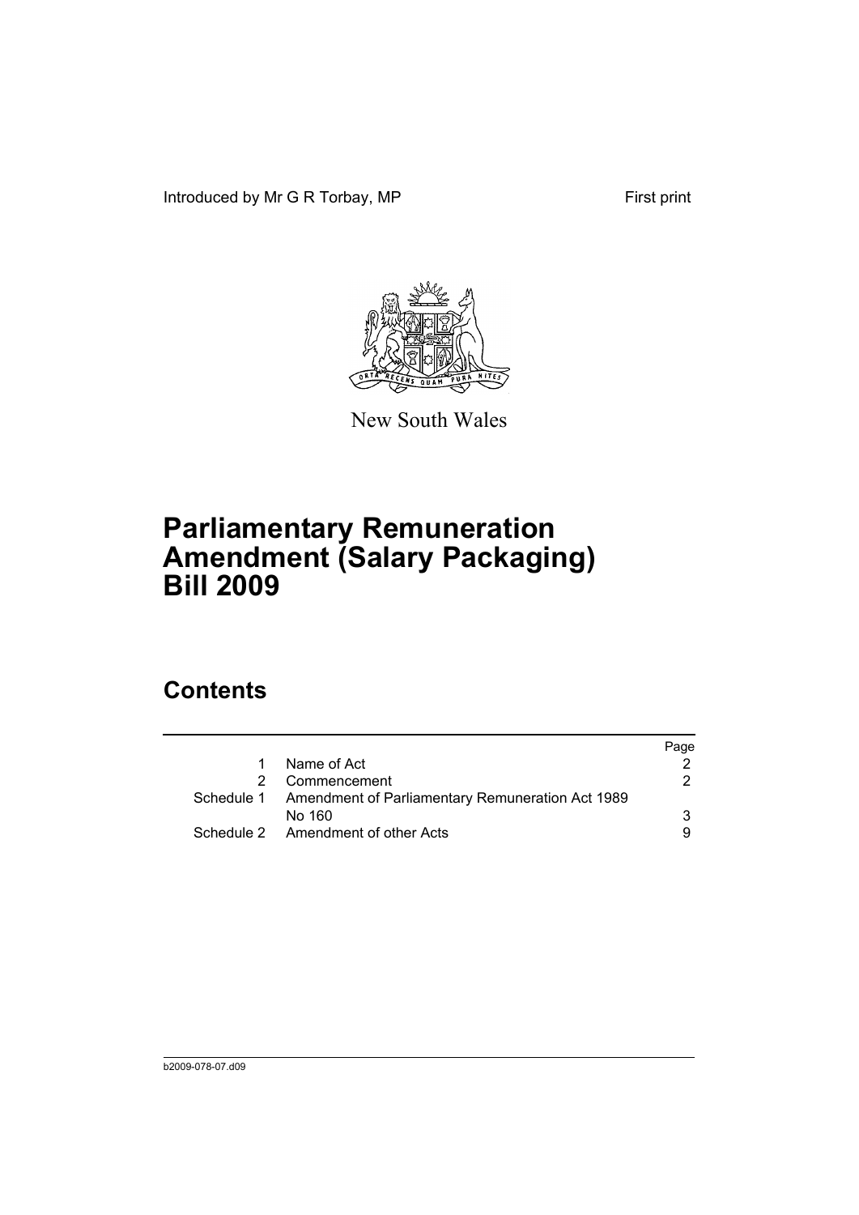Introduced by Mr G R Torbay, MP

First print

New South Wales

# Parliamentary Remuneration Amendment (Salary Packaging) Bill 2009

## Contents

| | | Page |
|---|---|---|
| 1 | Name of Act | 2 |
| 2 | Commencement | 2 |
| Schedule 1 | Amendment of Parliamentary Remuneration Act 1989 No 160 | 3 |
| Schedule 2 | Amendment of other Acts | 9 |

b2009-078-07.d09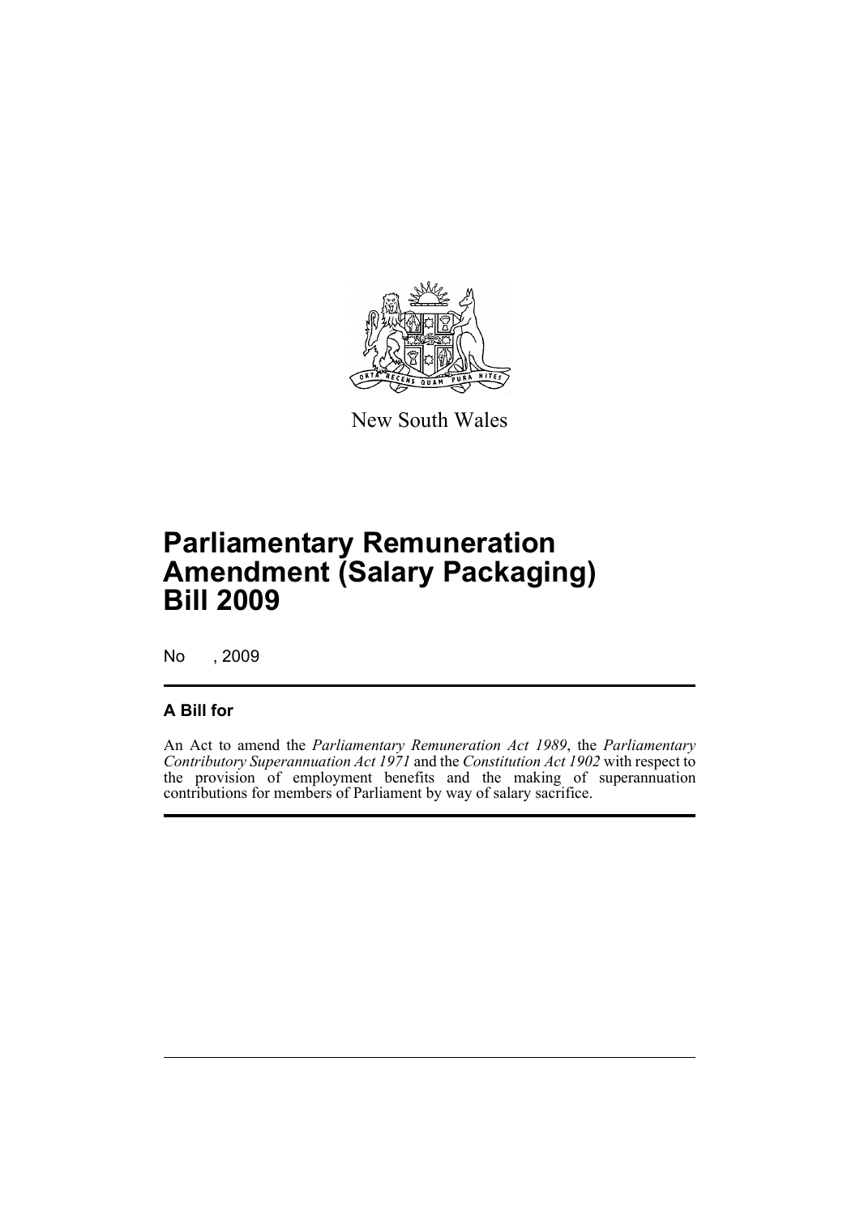New South Wales

# Parliamentary Remuneration Amendment (Salary Packaging) Bill 2009

No , 2009

## A Bill for

An Act to amend the *Parliamentary Remuneration Act 1989*, the *Parliamentary Contributory Superannuation Act 1971* and the *Constitution Act 1902* with respect to the provision of employment benefits and the making of superannuation contributions for members of Parliament by way of salary sacrifice.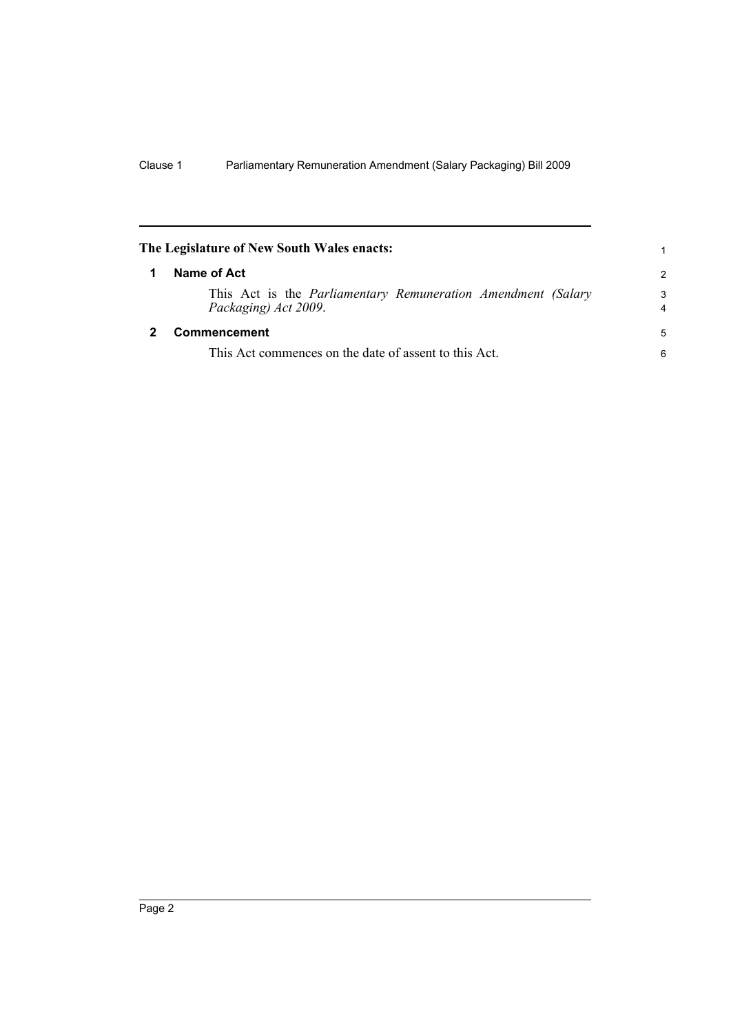**The Legislature of New South Wales enacts:**

## 1 Name of Act

This Act is the *Parliamentary Remuneration Amendment (Salary Packaging) Act 2009*.

## 2 Commencement

This Act commences on the date of assent to this Act.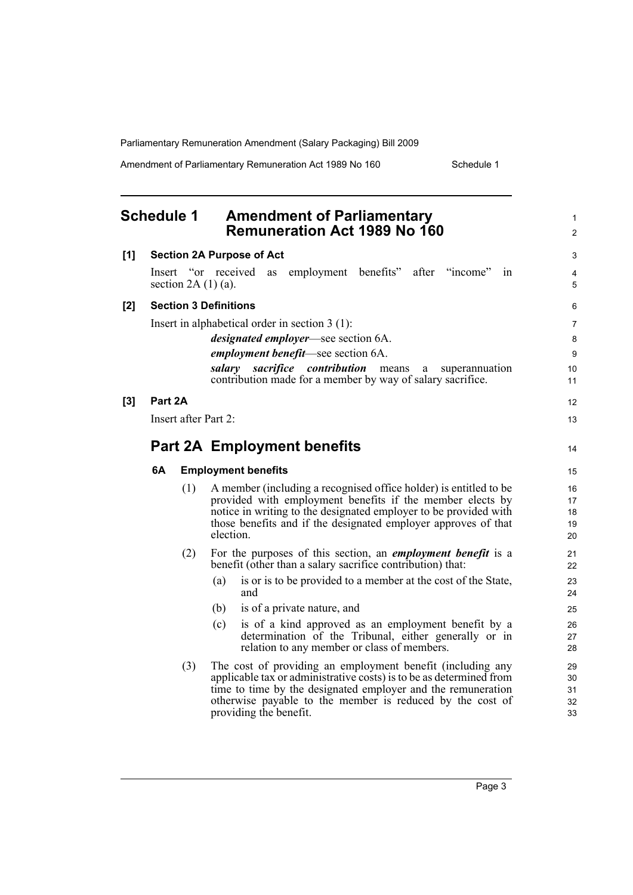## Schedule 1 Amendment of Parliamentary Remuneration Act 1989 No 160

**[1] Section 2A Purpose of Act**

Insert "or received as employment benefits" after "income" in section 2A (1) (a).

**[2] Section 3 Definitions**

Insert in alphabetical order in section 3 (1):

> ***designated employer***—see section 6A.
>
> ***employment benefit***—see section 6A.
>
> ***salary sacrifice contribution*** means a superannuation contribution made for a member by way of salary sacrifice.

**[3] Part 2A**

Insert after Part 2:

## Part 2A Employment benefits

### 6A Employment benefits

(1) A member (including a recognised office holder) is entitled to be provided with employment benefits if the member elects by notice in writing to the designated employer to be provided with those benefits and if the designated employer approves of that election.

(2) For the purposes of this section, an ***employment benefit*** is a benefit (other than a salary sacrifice contribution) that:

- (a) is or is to be provided to a member at the cost of the State, and
- (b) is of a private nature, and
- (c) is of a kind approved as an employment benefit by a determination of the Tribunal, either generally or in relation to any member or class of members.

(3) The cost of providing an employment benefit (including any applicable tax or administrative costs) is to be as determined from time to time by the designated employer and the remuneration otherwise payable to the member is reduced by the cost of providing the benefit.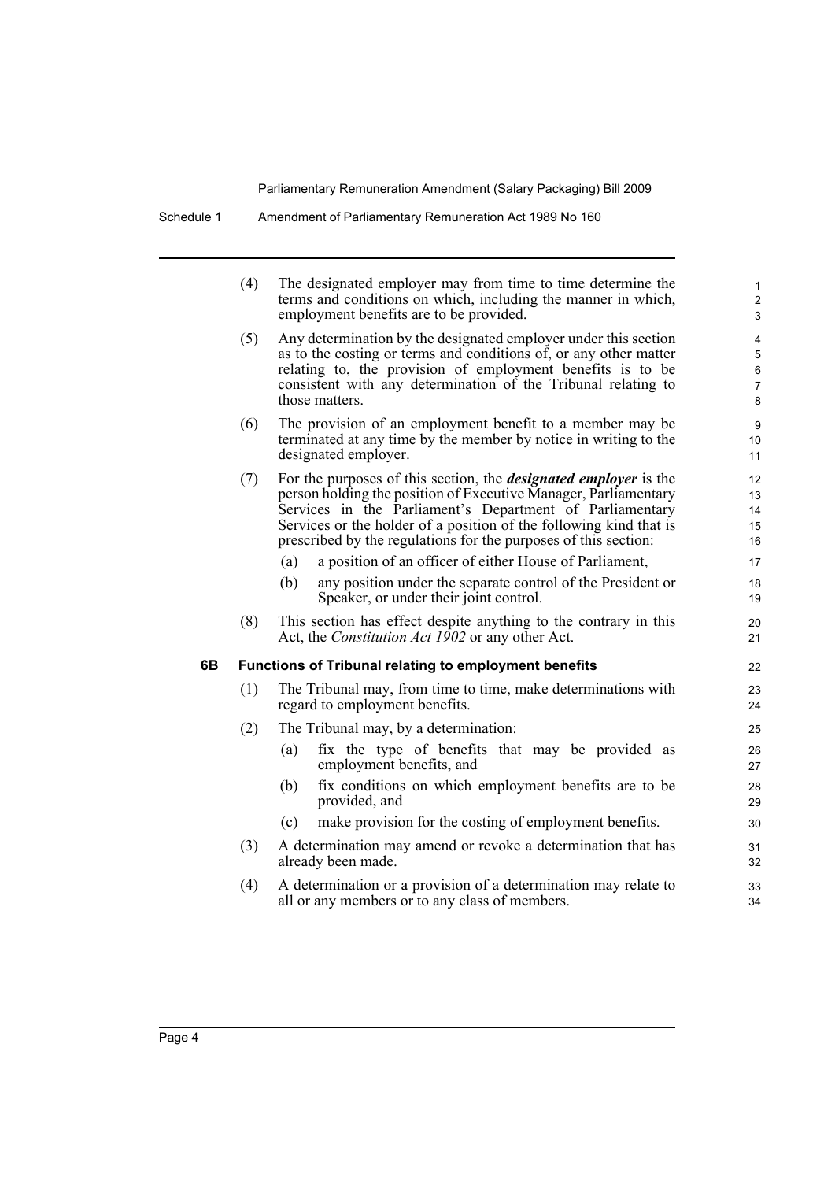(4) The designated employer may from time to time determine the terms and conditions on which, including the manner in which, employment benefits are to be provided.

(5) Any determination by the designated employer under this section as to the costing or terms and conditions of, or any other matter relating to, the provision of employment benefits is to be consistent with any determination of the Tribunal relating to those matters.

(6) The provision of an employment benefit to a member may be terminated at any time by the member by notice in writing to the designated employer.

(7) For the purposes of this section, the ***designated employer*** is the person holding the position of Executive Manager, Parliamentary Services in the Parliament's Department of Parliamentary Services or the holder of a position of the following kind that is prescribed by the regulations for the purposes of this section:

- (a) a position of an officer of either House of Parliament,
- (b) any position under the separate control of the President or Speaker, or under their joint control.

(8) This section has effect despite anything to the contrary in this Act, the *Constitution Act 1902* or any other Act.

### 6B Functions of Tribunal relating to employment benefits

(1) The Tribunal may, from time to time, make determinations with regard to employment benefits.

(2) The Tribunal may, by a determination:

- (a) fix the type of benefits that may be provided as employment benefits, and
- (b) fix conditions on which employment benefits are to be provided, and
- (c) make provision for the costing of employment benefits.

(3) A determination may amend or revoke a determination that has already been made.

(4) A determination or a provision of a determination may relate to all or any members or to any class of members.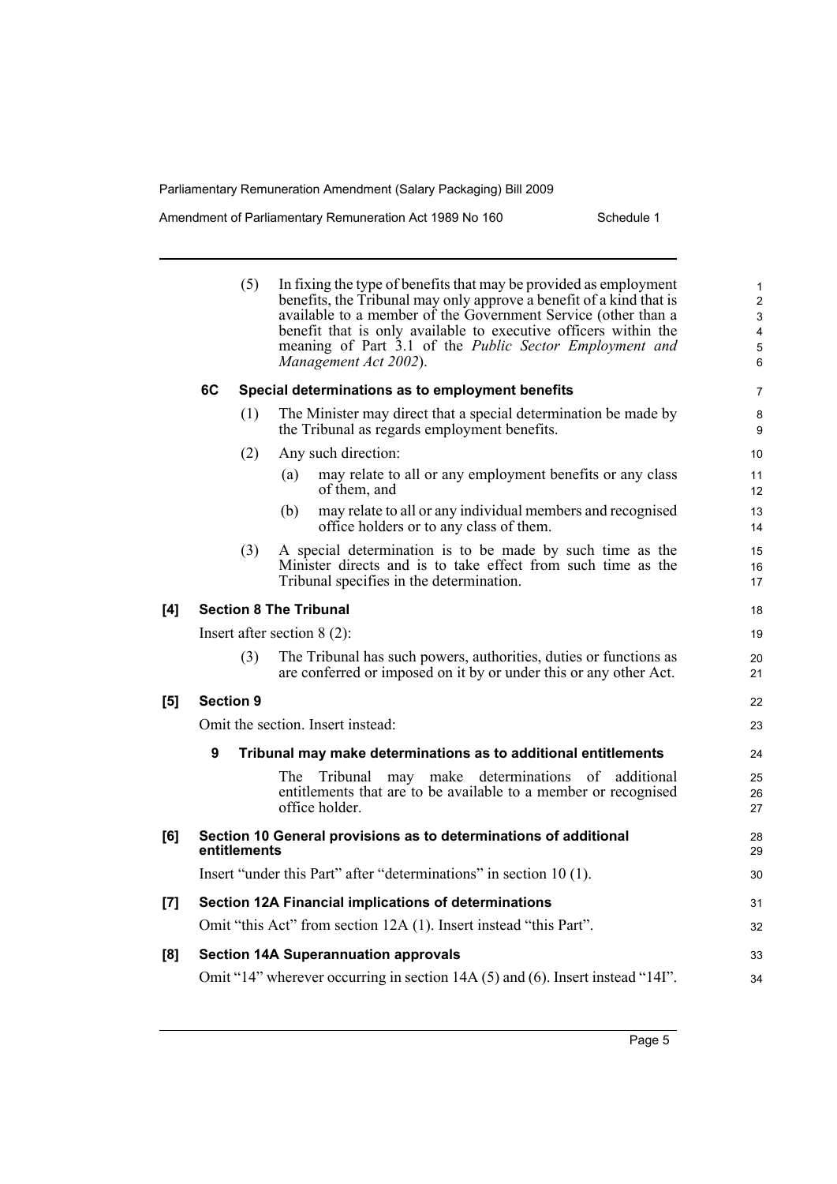(5) In fixing the type of benefits that may be provided as employment benefits, the Tribunal may only approve a benefit of a kind that is available to a member of the Government Service (other than a benefit that is only available to executive officers within the meaning of Part 3.1 of the *Public Sector Employment and Management Act 2002*).

**6C Special determinations as to employment benefits**

(1) The Minister may direct that a special determination be made by the Tribunal as regards employment benefits.

(2) Any such direction:

(a) may relate to all or any employment benefits or any class of them, and

(b) may relate to all or any individual members and recognised office holders or to any class of them.

(3) A special determination is to be made by such time as the Minister directs and is to take effect from such time as the Tribunal specifies in the determination.

**[4] Section 8 The Tribunal**

Insert after section 8 (2):

(3) The Tribunal has such powers, authorities, duties or functions as are conferred or imposed on it by or under this or any other Act.

**[5] Section 9**

Omit the section. Insert instead:

**9 Tribunal may make determinations as to additional entitlements**

The Tribunal may make determinations of additional entitlements that are to be available to a member or recognised office holder.

**[6] Section 10 General provisions as to determinations of additional entitlements**

Insert "under this Part" after "determinations" in section 10 (1).

**[7] Section 12A Financial implications of determinations**

Omit "this Act" from section 12A (1). Insert instead "this Part".

**[8] Section 14A Superannuation approvals**

Omit "14" wherever occurring in section 14A (5) and (6). Insert instead "14I".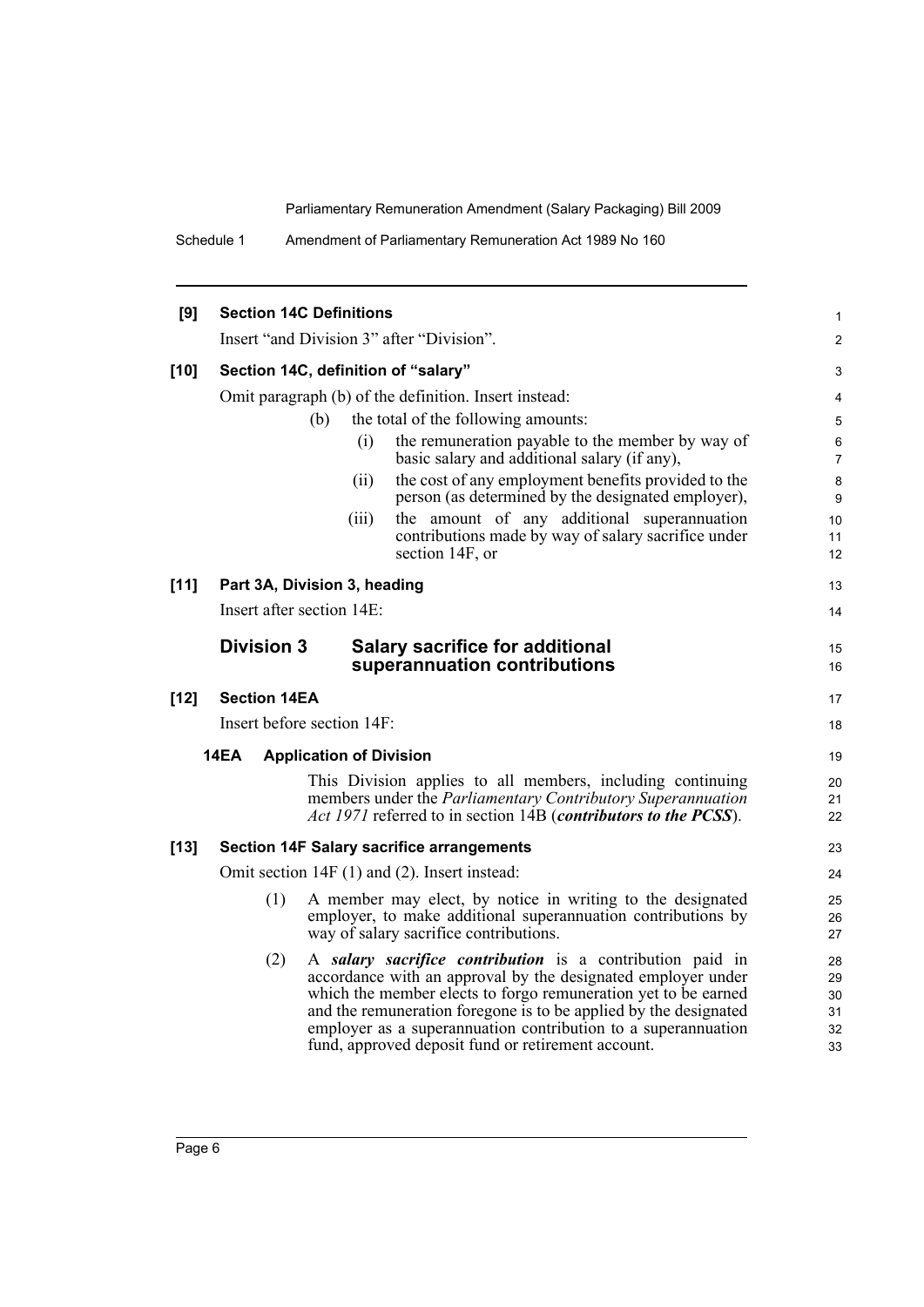**[9] Section 14C Definitions**

Insert "and Division 3" after "Division".

**[10] Section 14C, definition of "salary"**

Omit paragraph (b) of the definition. Insert instead:

(b) the total of the following amounts:

(i) the remuneration payable to the member by way of basic salary and additional salary (if any),

(ii) the cost of any employment benefits provided to the person (as determined by the designated employer),

(iii) the amount of any additional superannuation contributions made by way of salary sacrifice under section 14F, or

**[11] Part 3A, Division 3, heading**

Insert after section 14E:

## Division 3 Salary sacrifice for additional superannuation contributions

**[12] Section 14EA**

Insert before section 14F:

**14EA Application of Division**

This Division applies to all members, including continuing members under the *Parliamentary Contributory Superannuation Act 1971* referred to in section 14B (***contributors to the PCSS***).

**[13] Section 14F Salary sacrifice arrangements**

Omit section 14F (1) and (2). Insert instead:

(1) A member may elect, by notice in writing to the designated employer, to make additional superannuation contributions by way of salary sacrifice contributions.

(2) A ***salary sacrifice contribution*** is a contribution paid in accordance with an approval by the designated employer under which the member elects to forgo remuneration yet to be earned and the remuneration foregone is to be applied by the designated employer as a superannuation contribution to a superannuation fund, approved deposit fund or retirement account.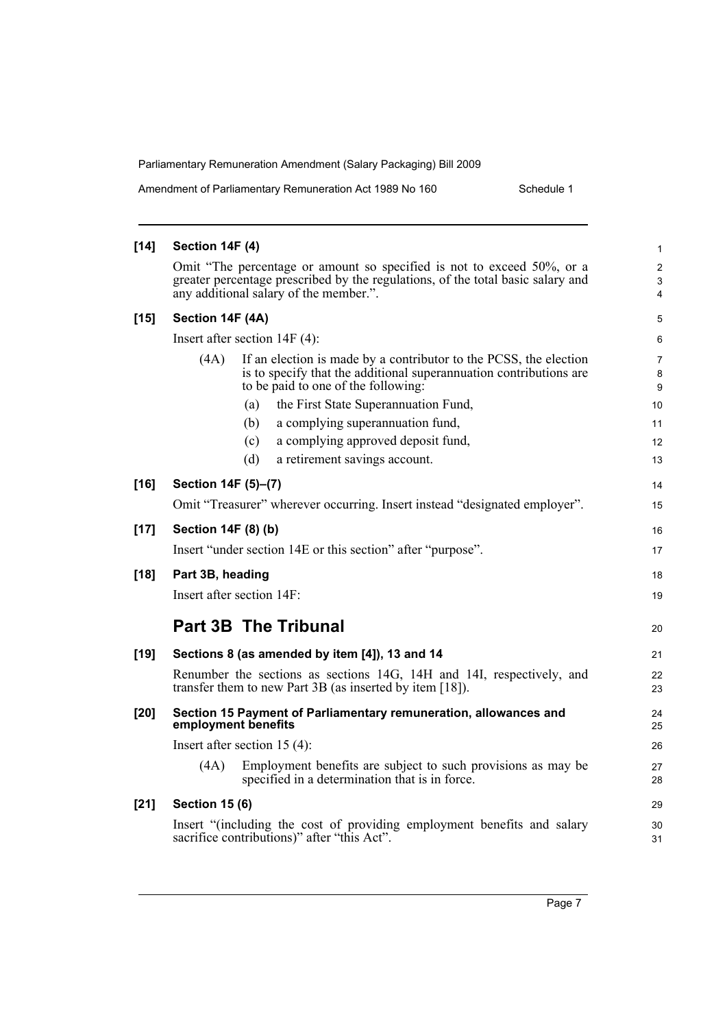**[14] Section 14F (4)**

Omit "The percentage or amount so specified is not to exceed 50%, or a greater percentage prescribed by the regulations, of the total basic salary and any additional salary of the member.".

**[15] Section 14F (4A)**

Insert after section 14F (4):

(4A) If an election is made by a contributor to the PCSS, the election is to specify that the additional superannuation contributions are to be paid to one of the following:

- (a) the First State Superannuation Fund,
- (b) a complying superannuation fund,
- (c) a complying approved deposit fund,
- (d) a retirement savings account.

**[16] Section 14F (5)–(7)**

Omit "Treasurer" wherever occurring. Insert instead "designated employer".

**[17] Section 14F (8) (b)**

Insert "under section 14E or this section" after "purpose".

**[18] Part 3B, heading**

Insert after section 14F:

## Part 3B The Tribunal

**[19] Sections 8 (as amended by item [4]), 13 and 14**

Renumber the sections as sections 14G, 14H and 14I, respectively, and transfer them to new Part 3B (as inserted by item [18]).

**[20] Section 15 Payment of Parliamentary remuneration, allowances and employment benefits**

Insert after section 15 (4):

(4A) Employment benefits are subject to such provisions as may be specified in a determination that is in force.

**[21] Section 15 (6)**

Insert "(including the cost of providing employment benefits and salary sacrifice contributions)" after "this Act".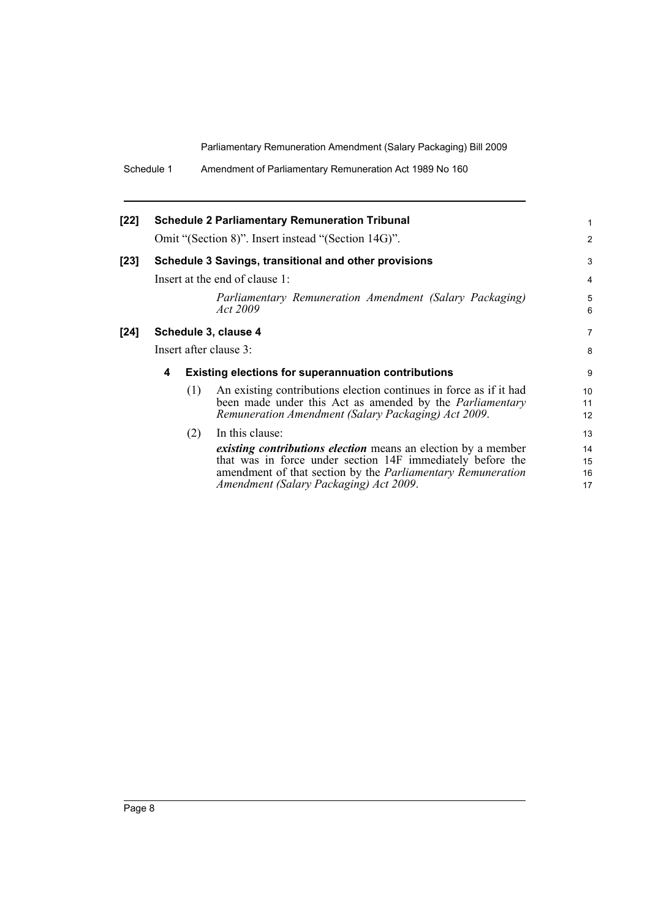**[22] Schedule 2 Parliamentary Remuneration Tribunal**

Omit "(Section 8)". Insert instead "(Section 14G)".

**[23] Schedule 3 Savings, transitional and other provisions**

Insert at the end of clause 1:

*Parliamentary Remuneration Amendment (Salary Packaging) Act 2009*

**[24] Schedule 3, clause 4**

Insert after clause 3:

**4 Existing elections for superannuation contributions**

(1) An existing contributions election continues in force as if it had been made under this Act as amended by the *Parliamentary Remuneration Amendment (Salary Packaging) Act 2009*.

(2) In this clause:

***existing contributions election*** means an election by a member that was in force under section 14F immediately before the amendment of that section by the *Parliamentary Remuneration Amendment (Salary Packaging) Act 2009*.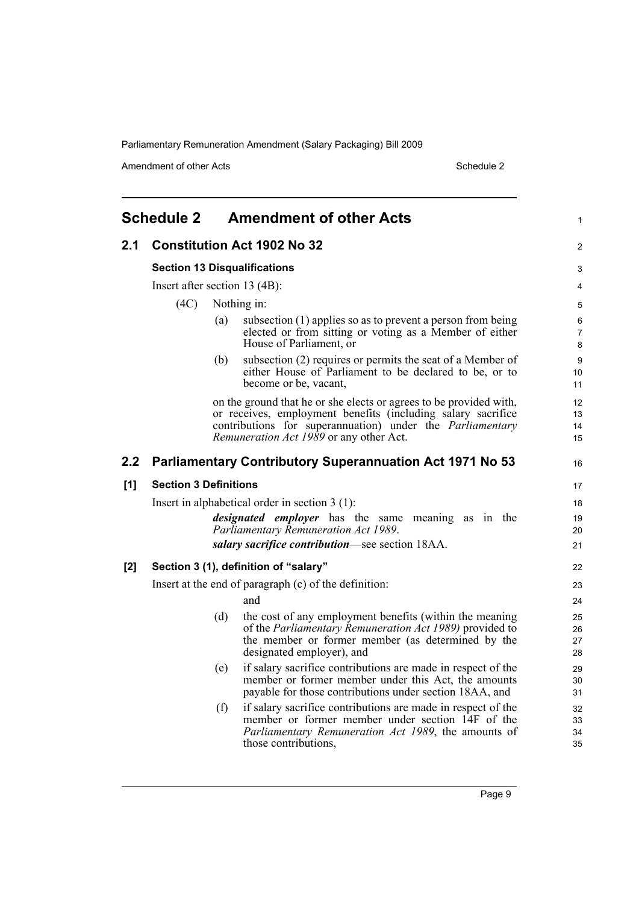## Schedule 2 Amendment of other Acts

### 2.1 Constitution Act 1902 No 32

**Section 13 Disqualifications**

Insert after section 13 (4B):

(4C) Nothing in:

(a) subsection (1) applies so as to prevent a person from being elected or from sitting or voting as a Member of either House of Parliament, or

(b) subsection (2) requires or permits the seat of a Member of either House of Parliament to be declared to be, or to become or be, vacant,

on the ground that he or she elects or agrees to be provided with, or receives, employment benefits (including salary sacrifice contributions for superannuation) under the *Parliamentary Remuneration Act 1989* or any other Act.

### 2.2 Parliamentary Contributory Superannuation Act 1971 No 53

**[1] Section 3 Definitions**

Insert in alphabetical order in section 3 (1):

***designated employer*** has the same meaning as in the *Parliamentary Remuneration Act 1989*.

***salary sacrifice contribution***—see section 18AA.

**[2] Section 3 (1), definition of "salary"**

Insert at the end of paragraph (c) of the definition:

and

(d) the cost of any employment benefits (within the meaning of the *Parliamentary Remuneration Act 1989)* provided to the member or former member (as determined by the designated employer), and

(e) if salary sacrifice contributions are made in respect of the member or former member under this Act, the amounts payable for those contributions under section 18AA, and

(f) if salary sacrifice contributions are made in respect of the member or former member under section 14F of the *Parliamentary Remuneration Act 1989*, the amounts of those contributions,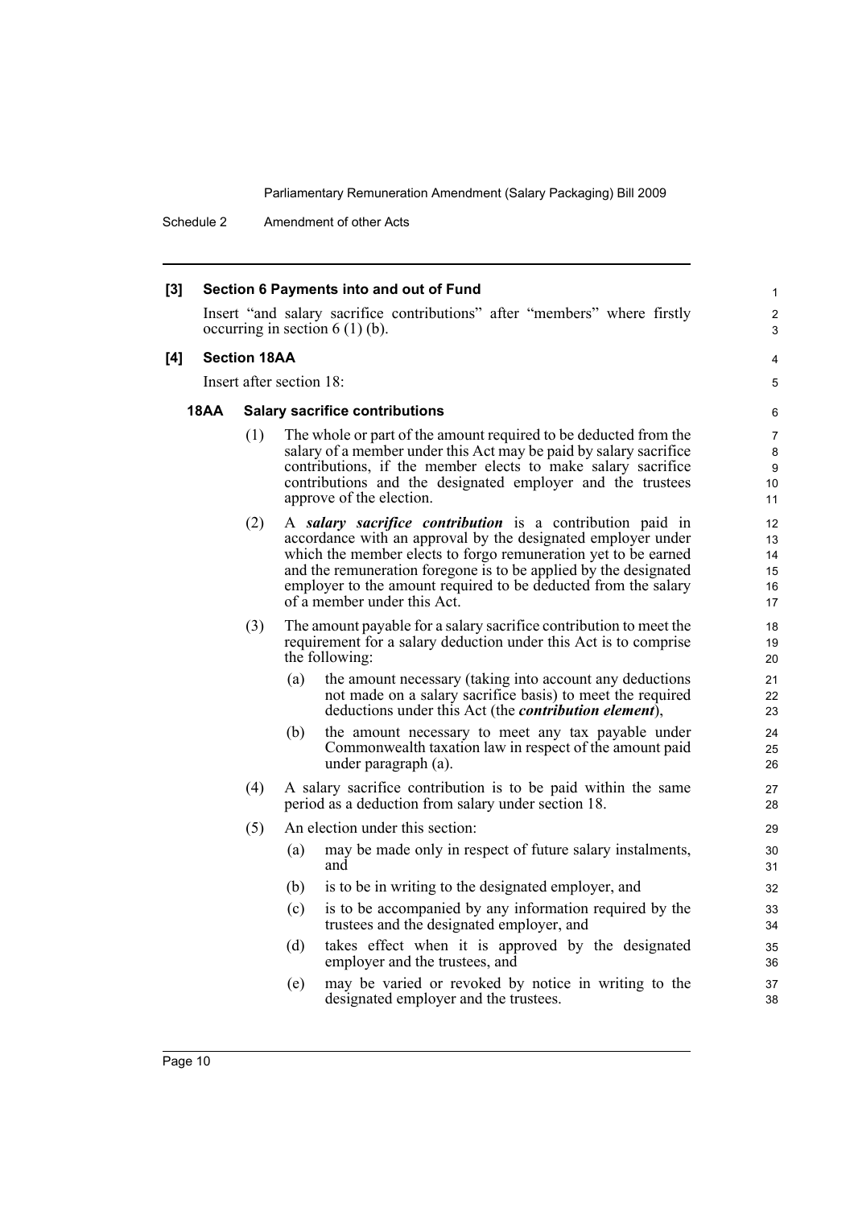**[3] Section 6 Payments into and out of Fund**

Insert "and salary sacrifice contributions" after "members" where firstly occurring in section 6 (1) (b).

**[4] Section 18AA**

Insert after section 18:

**18AA Salary sacrifice contributions**

(1) The whole or part of the amount required to be deducted from the salary of a member under this Act may be paid by salary sacrifice contributions, if the member elects to make salary sacrifice contributions and the designated employer and the trustees approve of the election.

(2) A ***salary sacrifice contribution*** is a contribution paid in accordance with an approval by the designated employer under which the member elects to forgo remuneration yet to be earned and the remuneration foregone is to be applied by the designated employer to the amount required to be deducted from the salary of a member under this Act.

(3) The amount payable for a salary sacrifice contribution to meet the requirement for a salary deduction under this Act is to comprise the following:

(a) the amount necessary (taking into account any deductions not made on a salary sacrifice basis) to meet the required deductions under this Act (the ***contribution element***),

(b) the amount necessary to meet any tax payable under Commonwealth taxation law in respect of the amount paid under paragraph (a).

(4) A salary sacrifice contribution is to be paid within the same period as a deduction from salary under section 18.

(5) An election under this section:

(a) may be made only in respect of future salary instalments, and

(b) is to be in writing to the designated employer, and

(c) is to be accompanied by any information required by the trustees and the designated employer, and

(d) takes effect when it is approved by the designated employer and the trustees, and

(e) may be varied or revoked by notice in writing to the designated employer and the trustees.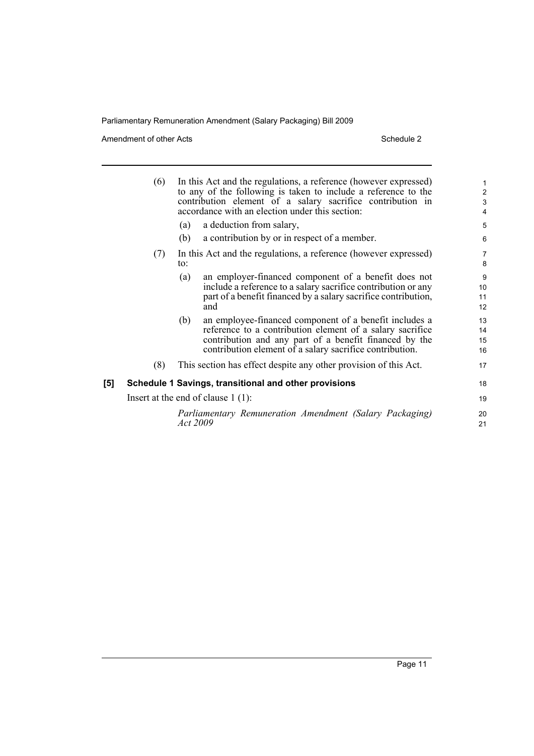(6) In this Act and the regulations, a reference (however expressed) to any of the following is taken to include a reference to the contribution element of a salary sacrifice contribution in accordance with an election under this section:

(a) a deduction from salary,

(b) a contribution by or in respect of a member.

(7) In this Act and the regulations, a reference (however expressed) to:

(a) an employer-financed component of a benefit does not include a reference to a salary sacrifice contribution or any part of a benefit financed by a salary sacrifice contribution, and

(b) an employee-financed component of a benefit includes a reference to a contribution element of a salary sacrifice contribution and any part of a benefit financed by the contribution element of a salary sacrifice contribution.

(8) This section has effect despite any other provision of this Act.

**[5] Schedule 1 Savings, transitional and other provisions**

Insert at the end of clause 1 (1):

*Parliamentary Remuneration Amendment (Salary Packaging) Act 2009*